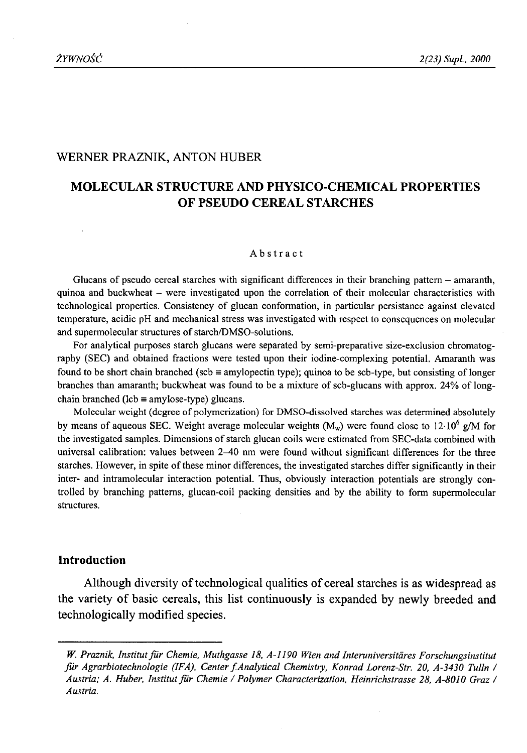WERNER PRAZNIK, ANTON HUBER

# MOLECULAR STRUCTURE AND PHYSICO-CHEMICAL PROPERTIES OF PSEUDO CEREAL STARCHES

## Abstract

Glucans of pseudo cereal starches with significant differences in their branching pattern – amaranth, quinoa and buckwheat – were investigated upon the correlation of their molecular characteristics with technological properties. Consistency of glucan conformation, in particular persistance against elevated temperature, acidic pH and mechanical stress was investigated with respect to consequences on molecular and supermolecular structures of starch/DMSO-solutions.

For analytical purposes starch glucans were separated by semi-preparative size-exclusion chromatography (SEC) and obtained fractions were tested upon their iodine-complexing potential. Amaranth was found to be short chain branched (scb ≡ amylopectin type); quinoa to be scb-type, but consisting of longer branches than amaranth; buckwheat was found to be a mixture of scb-glucans with approx. 24% of long-chain branched (lcb ≡ amylose-type) glucans.

Molecular weight (degree of polymerization) for DMSO-dissolved starches was determined absolutely by means of aqueous SEC. Weight average molecular weights ($M_w$) were found close to $12 \cdot 10^6$ g/M for the investigated samples. Dimensions of starch glucan coils were estimated from SEC-data combined with universal calibration: values between 2–40 nm were found without significant differences for the three starches. However, in spite of these minor differences, the investigated starches differ significantly in their inter- and intramolecular interaction potential. Thus, obviously interaction potentials are strongly controlled by branching patterns, glucan-coil packing densities and by the ability to form supermolecular structures.

## Introduction

Although diversity of technological qualities of cereal starches is as widespread as the variety of basic cereals, this list continuously is expanded by newly breeded and technologically modified species.

---

*W. Praznik, Institut für Chemie, Muthgasse 18, A-1190 Wien and Interuniversitäres Forschungsinstitut für Agrarbiotechnologie (IFA), Center f.Analytical Chemistry, Konrad Lorenz-Str. 20, A-3430 Tulln / Austria; A. Huber, Institut für Chemie / Polymer Characterization, Heinrichstrasse 28, A-8010 Graz / Austria.*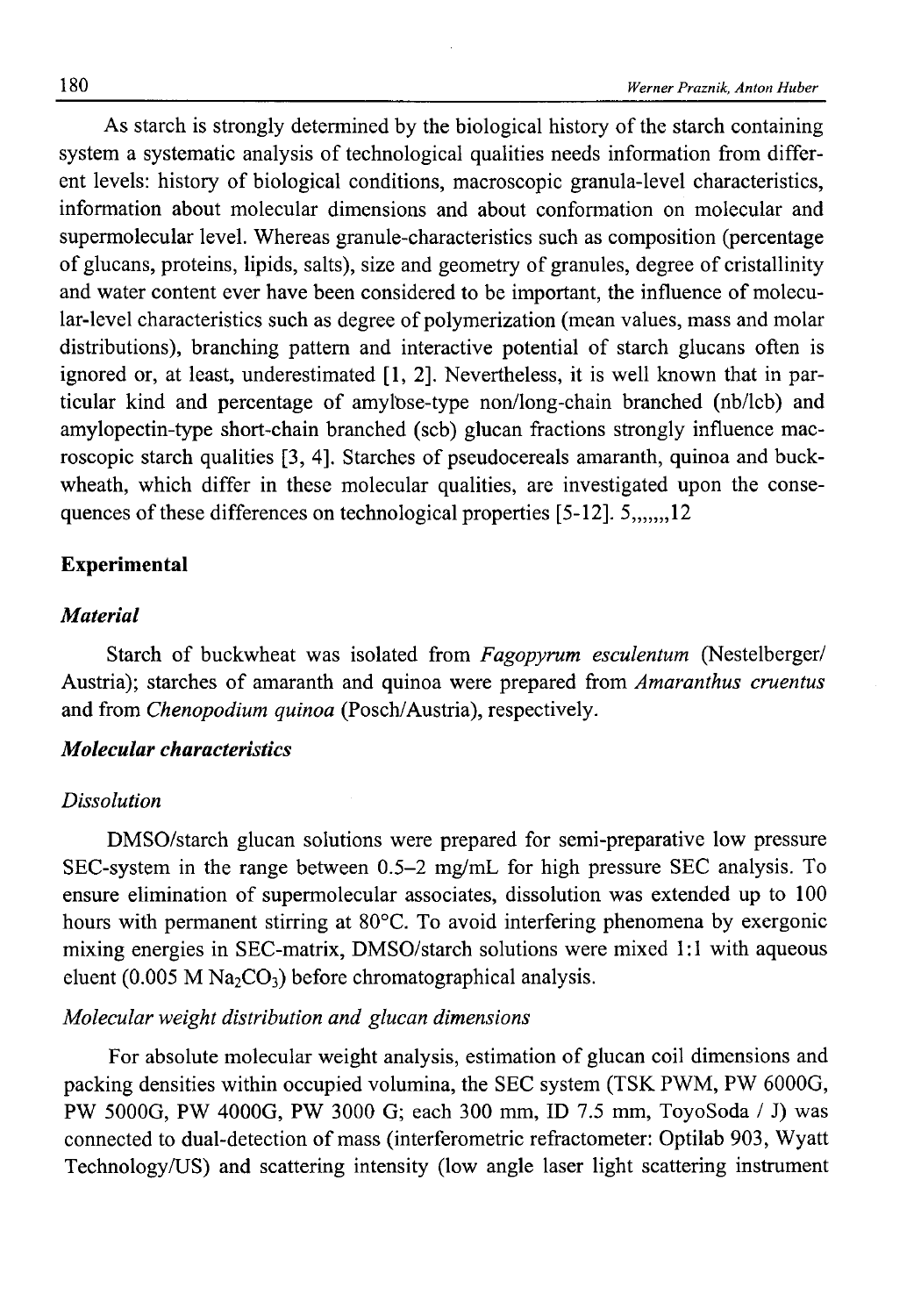As starch is strongly determined by the biological history of the starch containing system a systematic analysis of technological qualities needs information from different levels: history of biological conditions, macroscopic granula-level characteristics, information about molecular dimensions and about conformation on molecular and supermolecular level. Whereas granule-characteristics such as composition (percentage of glucans, proteins, lipids, salts), size and geometry of granules, degree of cristallinity and water content ever have been considered to be important, the influence of molecular-level characteristics such as degree of polymerization (mean values, mass and molar distributions), branching pattern and interactive potential of starch glucans often is ignored or, at least, underestimated [1, 2]. Nevertheless, it is well known that in particular kind and percentage of amylose-type non/long-chain branched (nb/lcb) and amylopectin-type short-chain branched (scb) glucan fractions strongly influence macroscopic starch qualities [3, 4]. Starches of pseudocereals amaranth, quinoa and buckwheath, which differ in these molecular qualities, are investigated upon the consequences of these differences on technological properties [5-12]. 5,,,,,,,12

## Experimental

### *Material*

Starch of buckwheat was isolated from *Fagopyrum esculentum* (Nestelberger/Austria); starches of amaranth and quinoa were prepared from *Amaranthus cruentus* and from *Chenopodium quinoa* (Posch/Austria), respectively.

### *Molecular characteristics*

#### *Dissolution*

DMSO/starch glucan solutions were prepared for semi-preparative low pressure SEC-system in the range between 0.5–2 mg/mL for high pressure SEC analysis. To ensure elimination of supermolecular associates, dissolution was extended up to 100 hours with permanent stirring at 80°C. To avoid interfering phenomena by exergonic mixing energies in SEC-matrix, DMSO/starch solutions were mixed 1:1 with aqueous eluent (0.005 M $Na_2CO_3$) before chromatographical analysis.

#### *Molecular weight distribution and glucan dimensions*

For absolute molecular weight analysis, estimation of glucan coil dimensions and packing densities within occupied volumina, the SEC system (TSK PWM, PW 6000G, PW 5000G, PW 4000G, PW 3000 G; each 300 mm, ID 7.5 mm, ToyoSoda / J) was connected to dual-detection of mass (interferometric refractometer: Optilab 903, Wyatt Technology/US) and scattering intensity (low angle laser light scattering instrument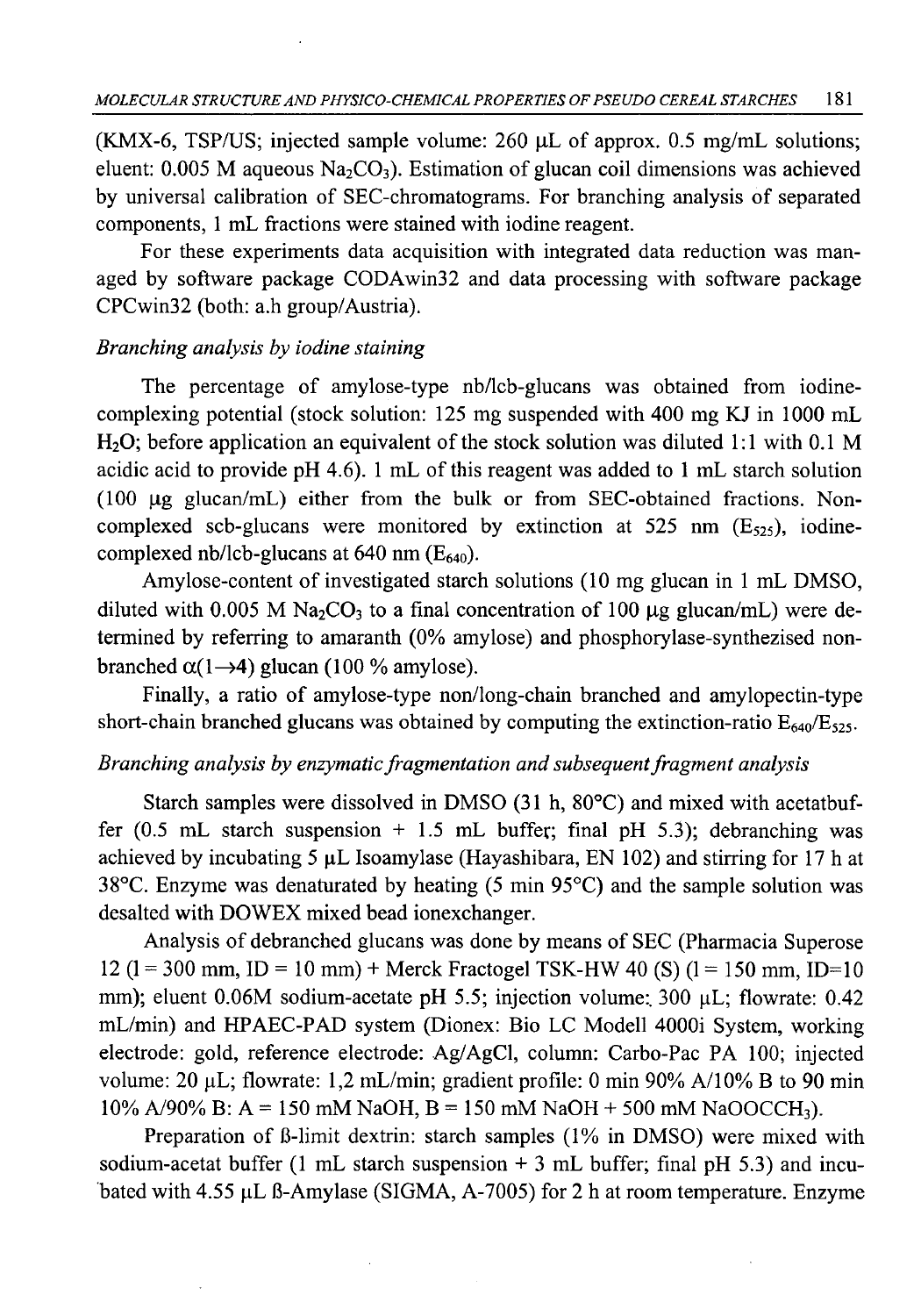(KMX-6, TSP/US; injected sample volume: 260 µL of approx. 0.5 mg/mL solutions; eluent: 0.005 M aqueous $Na_2CO_3$). Estimation of glucan coil dimensions was achieved by universal calibration of SEC-chromatograms. For branching analysis of separated components, 1 mL fractions were stained with iodine reagent.

For these experiments data acquisition with integrated data reduction was managed by software package CODAwin32 and data processing with software package CPCwin32 (both: a.h group/Austria).

*Branching analysis by iodine staining*

The percentage of amylose-type nb/lcb-glucans was obtained from iodine-complexing potential (stock solution: 125 mg suspended with 400 mg KJ in 1000 mL $H_2O$; before application an equivalent of the stock solution was diluted 1:1 with 0.1 M acidic acid to provide pH 4.6). 1 mL of this reagent was added to 1 mL starch solution (100 µg glucan/mL) either from the bulk or from SEC-obtained fractions. Non-complexed scb-glucans were monitored by extinction at 525 nm ($E_{525}$), iodine-complexed nb/lcb-glucans at 640 nm ($E_{640}$).

Amylose-content of investigated starch solutions (10 mg glucan in 1 mL DMSO, diluted with 0.005 M $Na_2CO_3$ to a final concentration of 100 µg glucan/mL) were determined by referring to amaranth (0% amylose) and phosphorylase-synthezised non-branched $\alpha(1\rightarrow4)$ glucan (100 % amylose).

Finally, a ratio of amylose-type non/long-chain branched and amylopectin-type short-chain branched glucans was obtained by computing the extinction-ratio $E_{640}/E_{525}$.

*Branching analysis by enzymatic fragmentation and subsequent fragment analysis*

Starch samples were dissolved in DMSO (31 h, 80°C) and mixed with acetatbuffer (0.5 mL starch suspension + 1.5 mL buffer; final pH 5.3); debranching was achieved by incubating 5 µL Isoamylase (Hayashibara, EN 102) and stirring for 17 h at 38°C. Enzyme was denaturated by heating (5 min 95°C) and the sample solution was desalted with DOWEX mixed bead ionexchanger.

Analysis of debranched glucans was done by means of SEC (Pharmacia Superose 12 (l = 300 mm, ID = 10 mm) + Merck Fractogel TSK-HW 40 (S) (l = 150 mm, ID=10 mm); eluent 0.06M sodium-acetate pH 5.5; injection volume: 300 µL; flowrate: 0.42 mL/min) and HPAEC-PAD system (Dionex: Bio LC Modell 4000i System, working electrode: gold, reference electrode: Ag/AgCl, column: Carbo-Pac PA 100; injected volume: 20 µL; flowrate: 1,2 mL/min; gradient profile: 0 min 90% A/10% B to 90 min 10% A/90% B: A = 150 mM NaOH, B = 150 mM NaOH + 500 mM $NaOOCCH_3$).

Preparation of ß-limit dextrin: starch samples (1% in DMSO) were mixed with sodium-acetat buffer (1 mL starch suspension + 3 mL buffer; final pH 5.3) and incubated with 4.55 µL ß-Amylase (SIGMA, A-7005) for 2 h at room temperature. Enzyme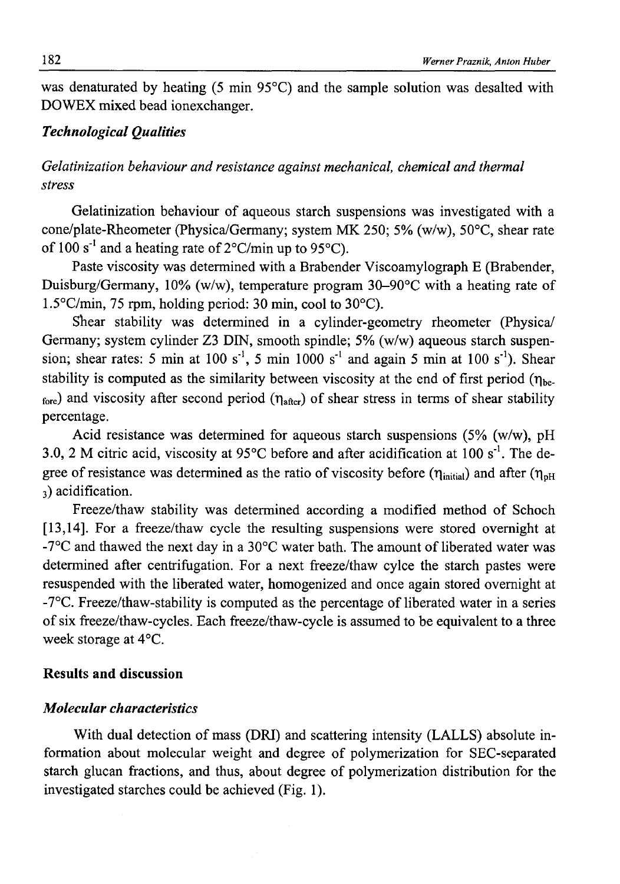was denaturated by heating (5 min 95°C) and the sample solution was desalted with DOWEX mixed bead ionexchanger.

### *Technological Qualities*

*Gelatinization behaviour and resistance against mechanical, chemical and thermal stress*

Gelatinization behaviour of aqueous starch suspensions was investigated with a cone/plate-Rheometer (Physica/Germany; system MK 250; 5% (w/w), 50°C, shear rate of 100 $s^{-1}$ and a heating rate of 2°C/min up to 95°C).

Paste viscosity was determined with a Brabender Viscoamylograph E (Brabender, Duisburg/Germany, 10% (w/w), temperature program 30–90°C with a heating rate of 1.5°C/min, 75 rpm, holding period: 30 min, cool to 30°C).

Shear stability was determined in a cylinder-geometry rheometer (Physica/Germany; system cylinder Z3 DIN, smooth spindle; 5% (w/w) aqueous starch suspension; shear rates: 5 min at 100 $s^{-1}$, 5 min 1000 $s^{-1}$ and again 5 min at 100 $s^{-1}$). Shear stability is computed as the similarity between viscosity at the end of first period ($\eta_{before}$) and viscosity after second period ($\eta_{after}$) of shear stress in terms of shear stability percentage.

Acid resistance was determined for aqueous starch suspensions (5% (w/w), pH 3.0, 2 M citric acid, viscosity at 95°C before and after acidification at 100 $s^{-1}$. The degree of resistance was determined as the ratio of viscosity before ($\eta_{initial}$) and after ($\eta_{pH\,3}$) acidification.

Freeze/thaw stability was determined according a modified method of Schoch [13,14]. For a freeze/thaw cycle the resulting suspensions were stored overnight at -7°C and thawed the next day in a 30°C water bath. The amount of liberated water was determined after centrifugation. For a next freeze/thaw cylce the starch pastes were resuspended with the liberated water, homogenized and once again stored overnight at -7°C. Freeze/thaw-stability is computed as the percentage of liberated water in a series of six freeze/thaw-cycles. Each freeze/thaw-cycle is assumed to be equivalent to a three week storage at 4°C.

## Results and discussion

### *Molecular characteristics*

With dual detection of mass (DRI) and scattering intensity (LALLS) absolute information about molecular weight and degree of polymerization for SEC-separated starch glucan fractions, and thus, about degree of polymerization distribution for the investigated starches could be achieved (Fig. 1).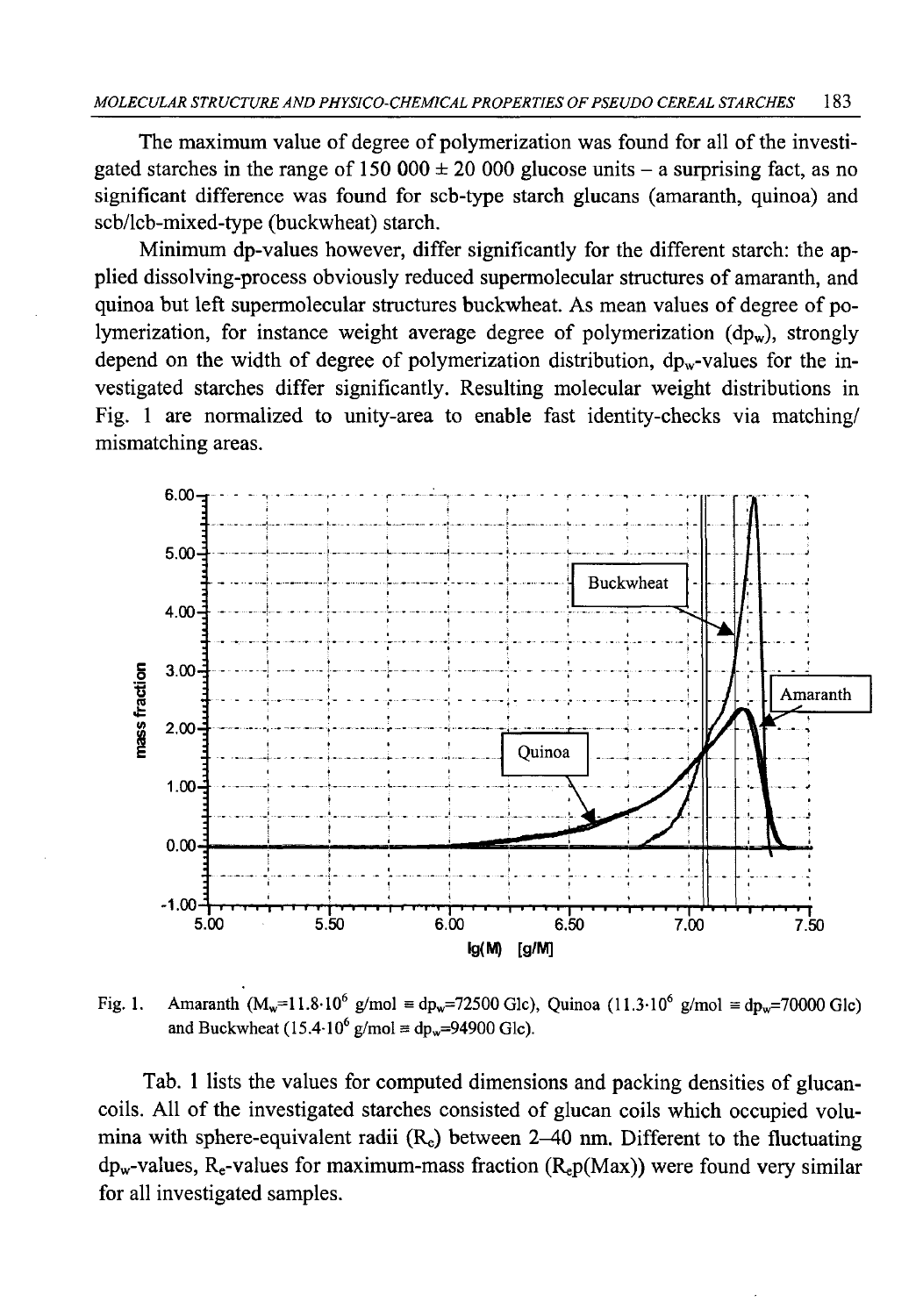The maximum value of degree of polymerization was found for all of the investigated starches in the range of 150 000 ± 20 000 glucose units – a surprising fact, as no significant difference was found for scb-type starch glucans (amaranth, quinoa) and scb/lcb-mixed-type (buckwheat) starch.

Minimum dp-values however, differ significantly for the different starch: the applied dissolving-process obviously reduced supermolecular structures of amaranth, and quinoa but left supermolecular structures buckwheat. As mean values of degree of polymerization, for instance weight average degree of polymerization ($dp_w$), strongly depend on the width of degree of polymerization distribution, $dp_w$-values for the investigated starches differ significantly. Resulting molecular weight distributions in Fig. 1 are normalized to unity-area to enable fast identity-checks via matching/ mismatching areas.

Fig. 1. Amaranth ($M_w$=11.8·$10^6$ g/mol ≡ $dp_w$=72500 Glc), Quinoa (11.3·$10^6$ g/mol ≡ $dp_w$=70000 Glc) and Buckwheat (15.4·$10^6$ g/mol ≡ $dp_w$=94900 Glc).

Tab. 1 lists the values for computed dimensions and packing densities of glucan-coils. All of the investigated starches consisted of glucan coils which occupied volumina with sphere-equivalent radii ($R_e$) between 2–40 nm. Different to the fluctuating $dp_w$-values, $R_e$-values for maximum-mass fraction ($R_e$p(Max)) were found very similar for all investigated samples.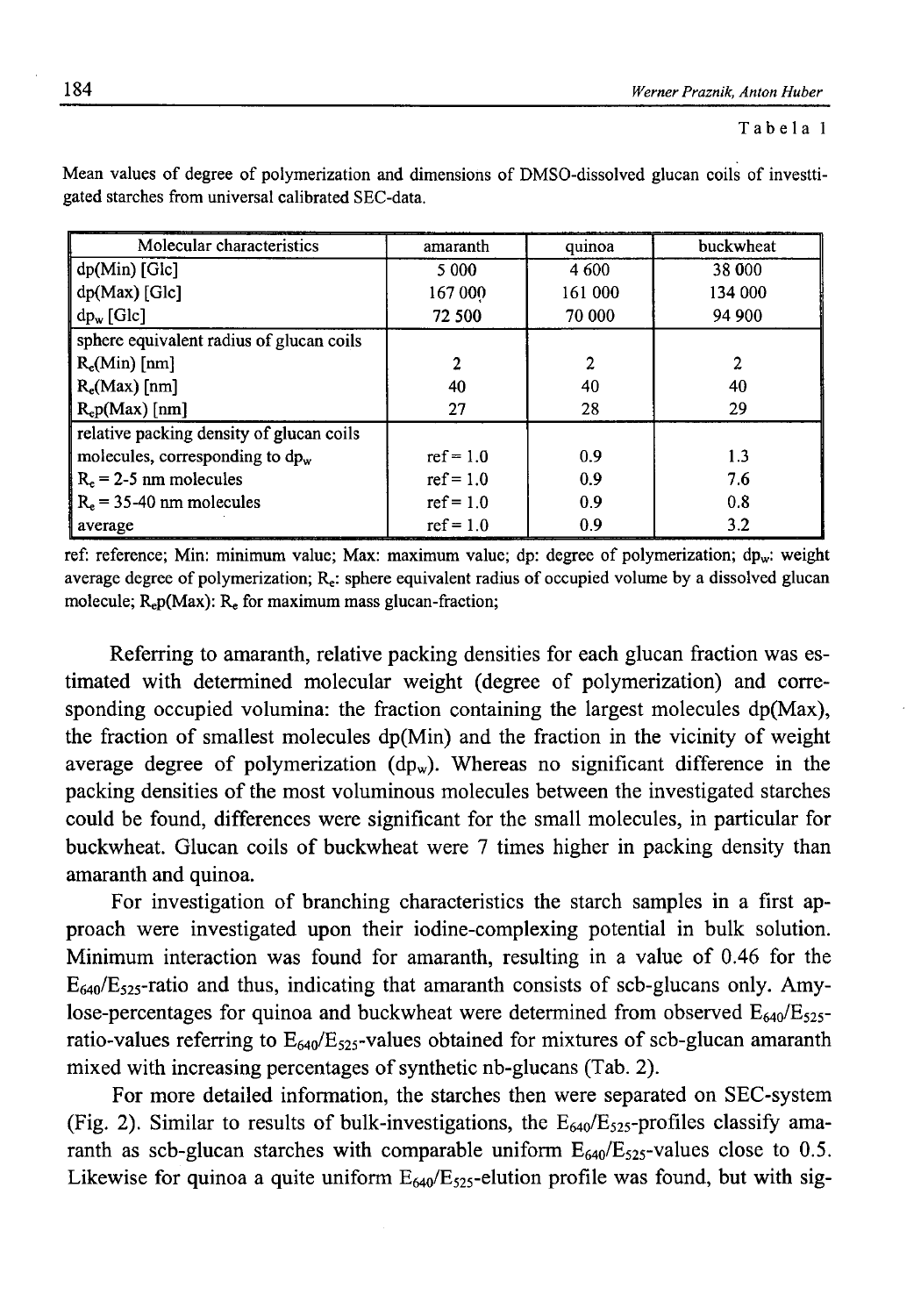Tabela 1

Mean values of degree of polymerization and dimensions of DMSO-dissolved glucan coils of investti-gated starches from universal calibrated SEC-data.

| Molecular characteristics | amaranth | quinoa | buckwheat |
|---|---|---|---|
| dp(Min) [Glc] | 5 000 | 4 600 | 38 000 |
| dp(Max) [Glc] | 167 000 | 161 000 | 134 000 |
| $dp_w$ [Glc] | 72 500 | 70 000 | 94 900 |
| sphere equivalent radius of glucan coils | | | |
| $R_e$(Min) [nm] | 2 | 2 | 2 |
| $R_e$(Max) [nm] | 40 | 40 | 40 |
| $R_e$p(Max) [nm] | 27 | 28 | 29 |
| relative packing density of glucan coils | | | |
| molecules, corresponding to $dp_w$ | ref = 1.0 | 0.9 | 1.3 |
| $R_e$ = 2-5 nm molecules | ref = 1.0 | 0.9 | 7.6 |
| $R_e$ = 35-40 nm molecules | ref = 1.0 | 0.9 | 0.8 |
| average | ref = 1.0 | 0.9 | 3.2 |

ref: reference; Min: minimum value; Max: maximum value; dp: degree of polymerization; $dp_w$: weight average degree of polymerization; $R_e$: sphere equivalent radius of occupied volume by a dissolved glucan molecule; $R_e$p(Max): $R_e$ for maximum mass glucan-fraction;

Referring to amaranth, relative packing densities for each glucan fraction was estimated with determined molecular weight (degree of polymerization) and corresponding occupied volumina: the fraction containing the largest molecules dp(Max), the fraction of smallest molecules dp(Min) and the fraction in the vicinity of weight average degree of polymerization ($dp_w$). Whereas no significant difference in the packing densities of the most voluminous molecules between the investigated starches could be found, differences were significant for the small molecules, in particular for buckwheat. Glucan coils of buckwheat were 7 times higher in packing density than amaranth and quinoa.

For investigation of branching characteristics the starch samples in a first approach were investigated upon their iodine-complexing potential in bulk solution. Minimum interaction was found for amaranth, resulting in a value of 0.46 for the $E_{640}/E_{525}$-ratio and thus, indicating that amaranth consists of scb-glucans only. Amylose-percentages for quinoa and buckwheat were determined from observed $E_{640}/E_{525}$-ratio-values referring to $E_{640}/E_{525}$-values obtained for mixtures of scb-glucan amaranth mixed with increasing percentages of synthetic nb-glucans (Tab. 2).

For more detailed information, the starches then were separated on SEC-system (Fig. 2). Similar to results of bulk-investigations, the $E_{640}/E_{525}$-profiles classify amaranth as scb-glucan starches with comparable uniform $E_{640}/E_{525}$-values close to 0.5. Likewise for quinoa a quite uniform $E_{640}/E_{525}$-elution profile was found, but with sig-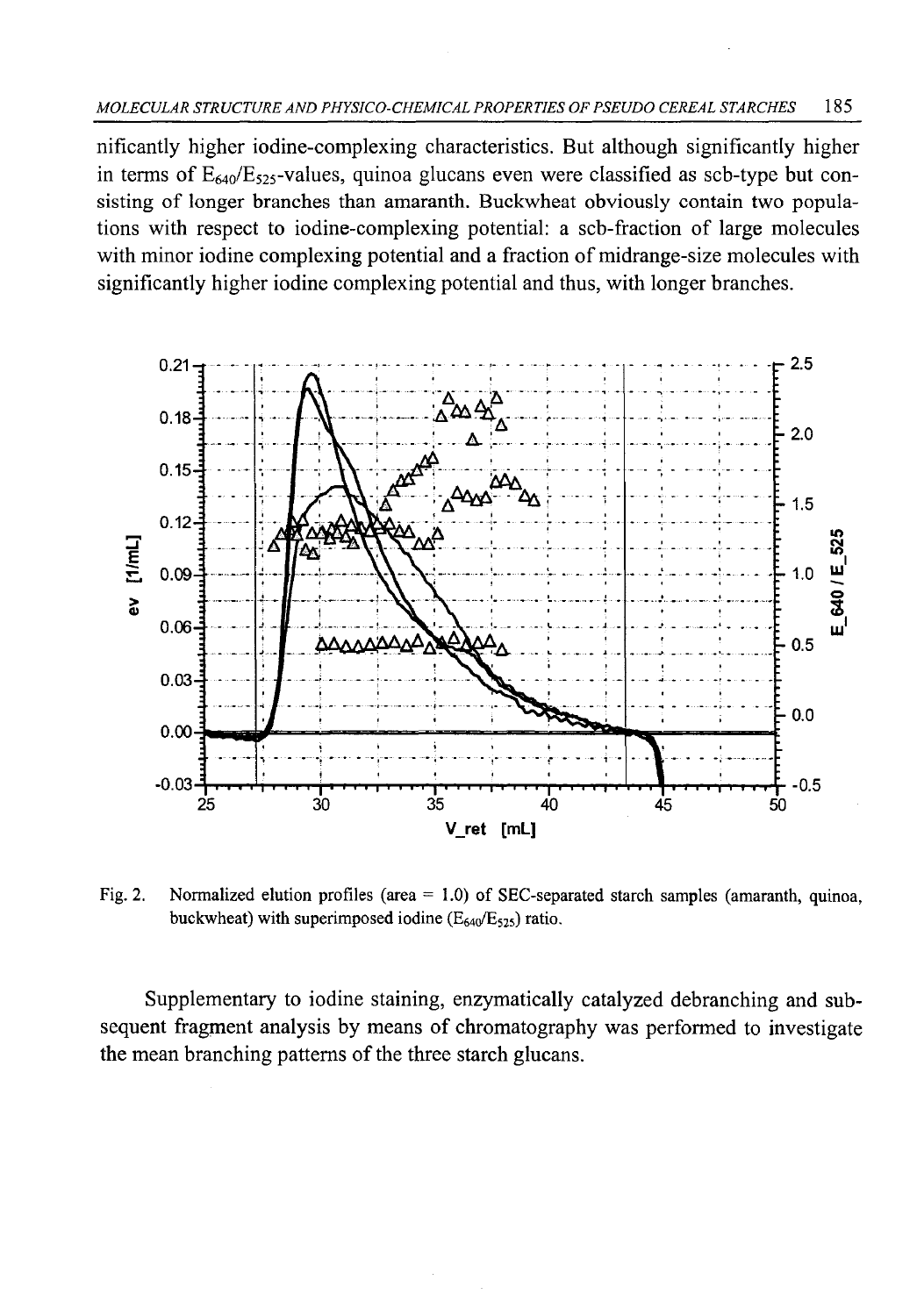nificantly higher iodine-complexing characteristics. But although significantly higher in terms of $E_{640}/E_{525}$-values, quinoa glucans even were classified as scb-type but consisting of longer branches than amaranth. Buckwheat obviously contain two populations with respect to iodine-complexing potential: a scb-fraction of large molecules with minor iodine complexing potential and a fraction of midrange-size molecules with significantly higher iodine complexing potential and thus, with longer branches.

Fig. 2. Normalized elution profiles (area = 1.0) of SEC-separated starch samples (amaranth, quinoa, buckwheat) with superimposed iodine ($E_{640}/E_{525}$) ratio.

Supplementary to iodine staining, enzymatically catalyzed debranching and subsequent fragment analysis by means of chromatography was performed to investigate the mean branching patterns of the three starch glucans.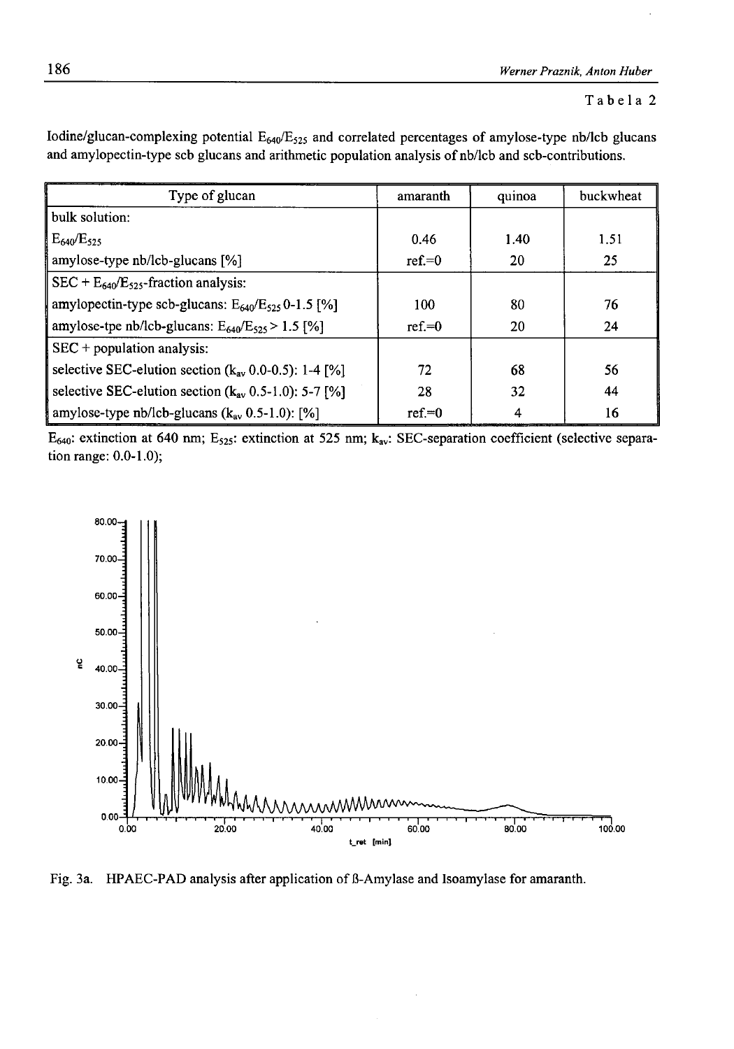Tabela 2

Iodine/glucan-complexing potential $E_{640}/E_{525}$ and correlated percentages of amylose-type nb/lcb glucans and amylopectin-type scb glucans and arithmetic population analysis of nb/lcb and scb-contributions.

| Type of glucan | amaranth | quinoa | buckwheat |
|---|---|---|---|
| bulk solution: | | | |
| $E_{640}/E_{525}$ | 0.46 | 1.40 | 1.51 |
| amylose-type nb/lcb-glucans [%] | ref.=0 | 20 | 25 |
| SEC + $E_{640}/E_{525}$-fraction analysis: | | | |
| amylopectin-type scb-glucans: $E_{640}/E_{525}$ 0-1.5 [%] | 100 | 80 | 76 |
| amylose-tpe nb/lcb-glucans: $E_{640}/E_{525}$ > 1.5 [%] | ref.=0 | 20 | 24 |
| SEC + population analysis: | | | |
| selective SEC-elution section ($k_{av}$ 0.0-0.5): 1-4 [%] | 72 | 68 | 56 |
| selective SEC-elution section ($k_{av}$ 0.5-1.0): 5-7 [%] | 28 | 32 | 44 |
| amylose-type nb/lcb-glucans ($k_{av}$ 0.5-1.0): [%] | ref.=0 | 4 | 16 |

$E_{640}$: extinction at 640 nm; $E_{525}$: extinction at 525 nm; $k_{av}$: SEC-separation coefficient (selective separation range: 0.0-1.0);

Fig. 3a. HPAEC-PAD analysis after application of ß-Amylase and Isoamylase for amaranth.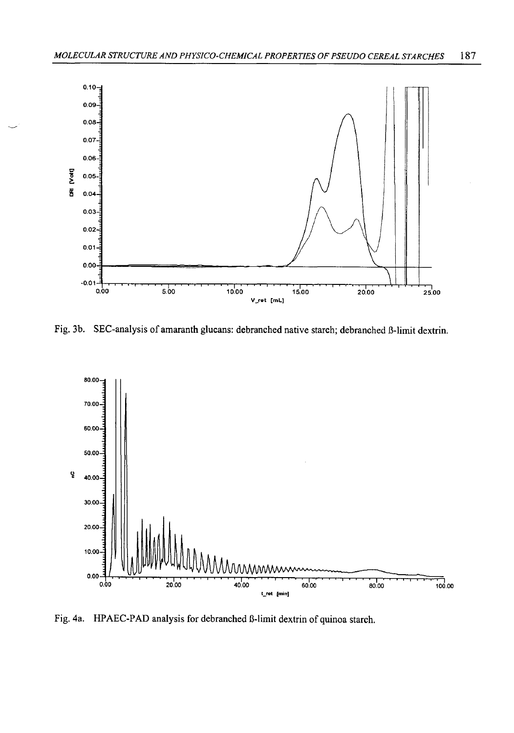Fig. 3b. SEC-analysis of amaranth glucans: debranched native starch; debranched ß-limit dextrin.

Fig. 4a. HPAEC-PAD analysis for debranched ß-limit dextrin of quinoa starch.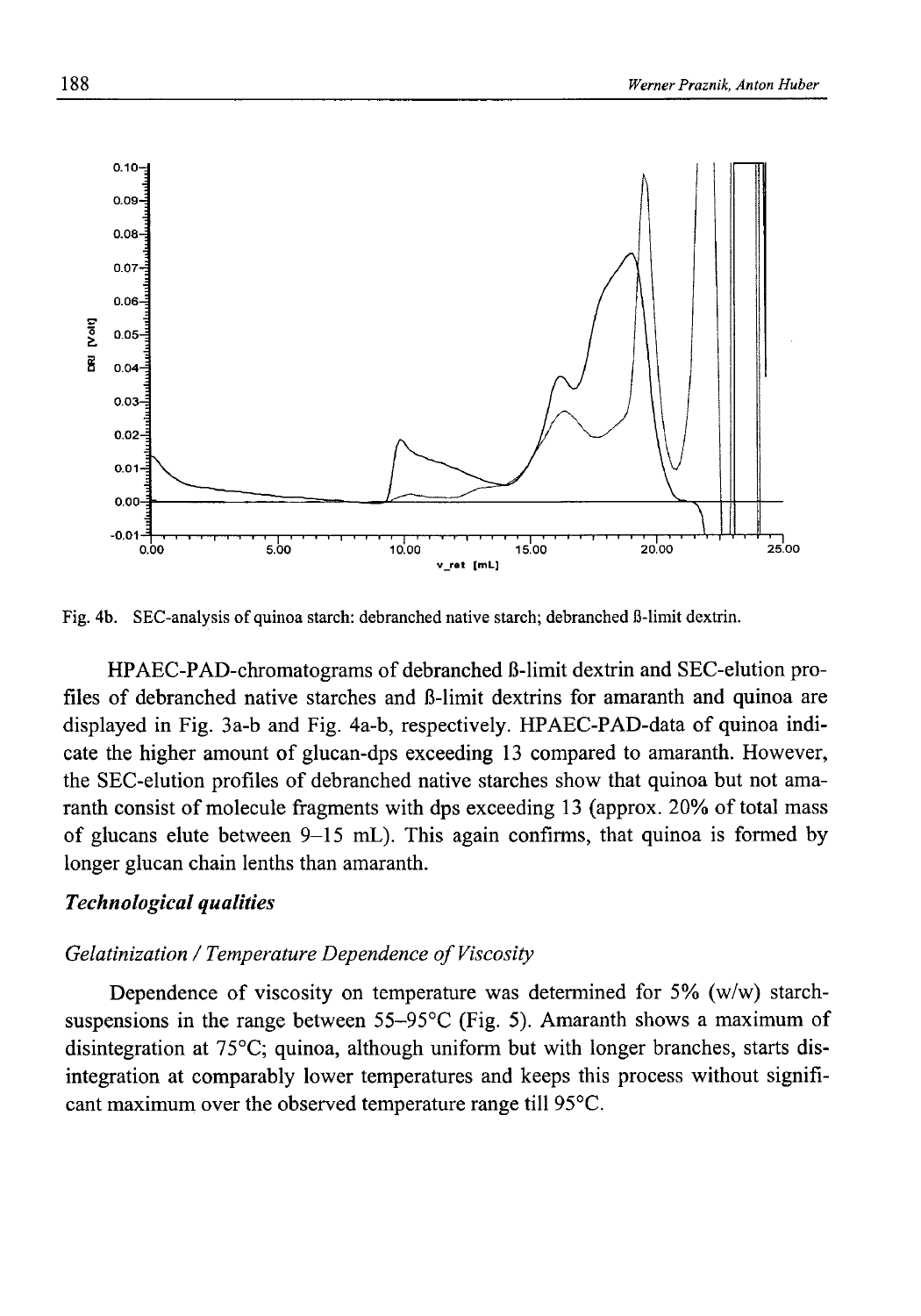Fig. 4b. SEC-analysis of quinoa starch: debranched native starch; debranched ß-limit dextrin.

HPAEC-PAD-chromatograms of debranched ß-limit dextrin and SEC-elution profiles of debranched native starches and ß-limit dextrins for amaranth and quinoa are displayed in Fig. 3a-b and Fig. 4a-b, respectively. HPAEC-PAD-data of quinoa indicate the higher amount of glucan-dps exceeding 13 compared to amaranth. However, the SEC-elution profiles of debranched native starches show that quinoa but not amaranth consist of molecule fragments with dps exceeding 13 (approx. 20% of total mass of glucans elute between 9–15 mL). This again confirms, that quinoa is formed by longer glucan chain lenths than amaranth.

### *Technological qualities*

#### *Gelatinization / Temperature Dependence of Viscosity*

Dependence of viscosity on temperature was determined for 5% (w/w) starch-suspensions in the range between 55–95°C (Fig. 5). Amaranth shows a maximum of disintegration at 75°C; quinoa, although uniform but with longer branches, starts disintegration at comparably lower temperatures and keeps this process without significant maximum over the observed temperature range till 95°C.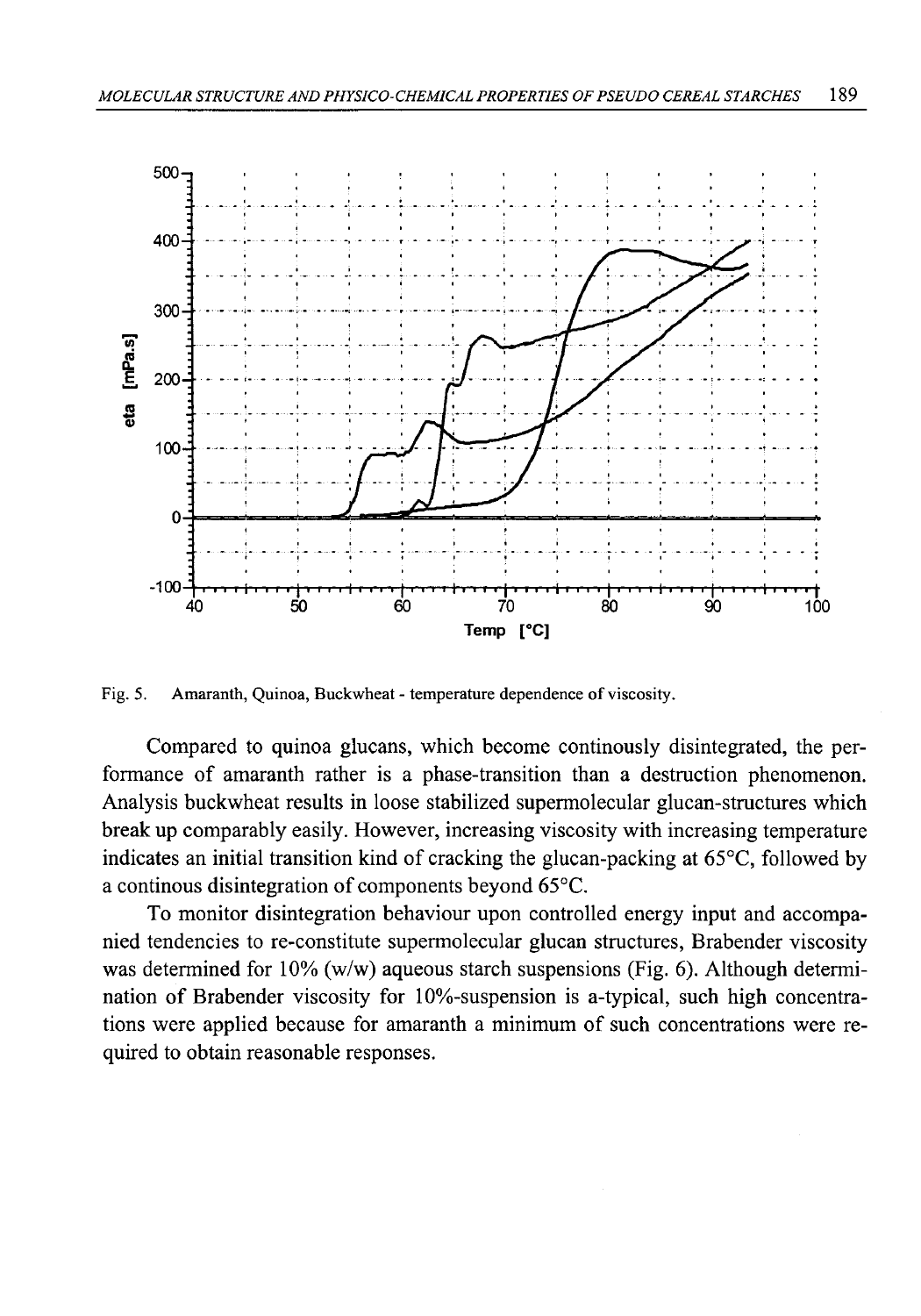Fig. 5. Amaranth, Quinoa, Buckwheat - temperature dependence of viscosity.

Compared to quinoa glucans, which become continously disintegrated, the performance of amaranth rather is a phase-transition than a destruction phenomenon. Analysis buckwheat results in loose stabilized supermolecular glucan-structures which break up comparably easily. However, increasing viscosity with increasing temperature indicates an initial transition kind of cracking the glucan-packing at 65°C, followed by a continous disintegration of components beyond 65°C.

To monitor disintegration behaviour upon controlled energy input and accompanied tendencies to re-constitute supermolecular glucan structures, Brabender viscosity was determined for 10% (w/w) aqueous starch suspensions (Fig. 6). Although determination of Brabender viscosity for 10%-suspension is a-typical, such high concentrations were applied because for amaranth a minimum of such concentrations were required to obtain reasonable responses.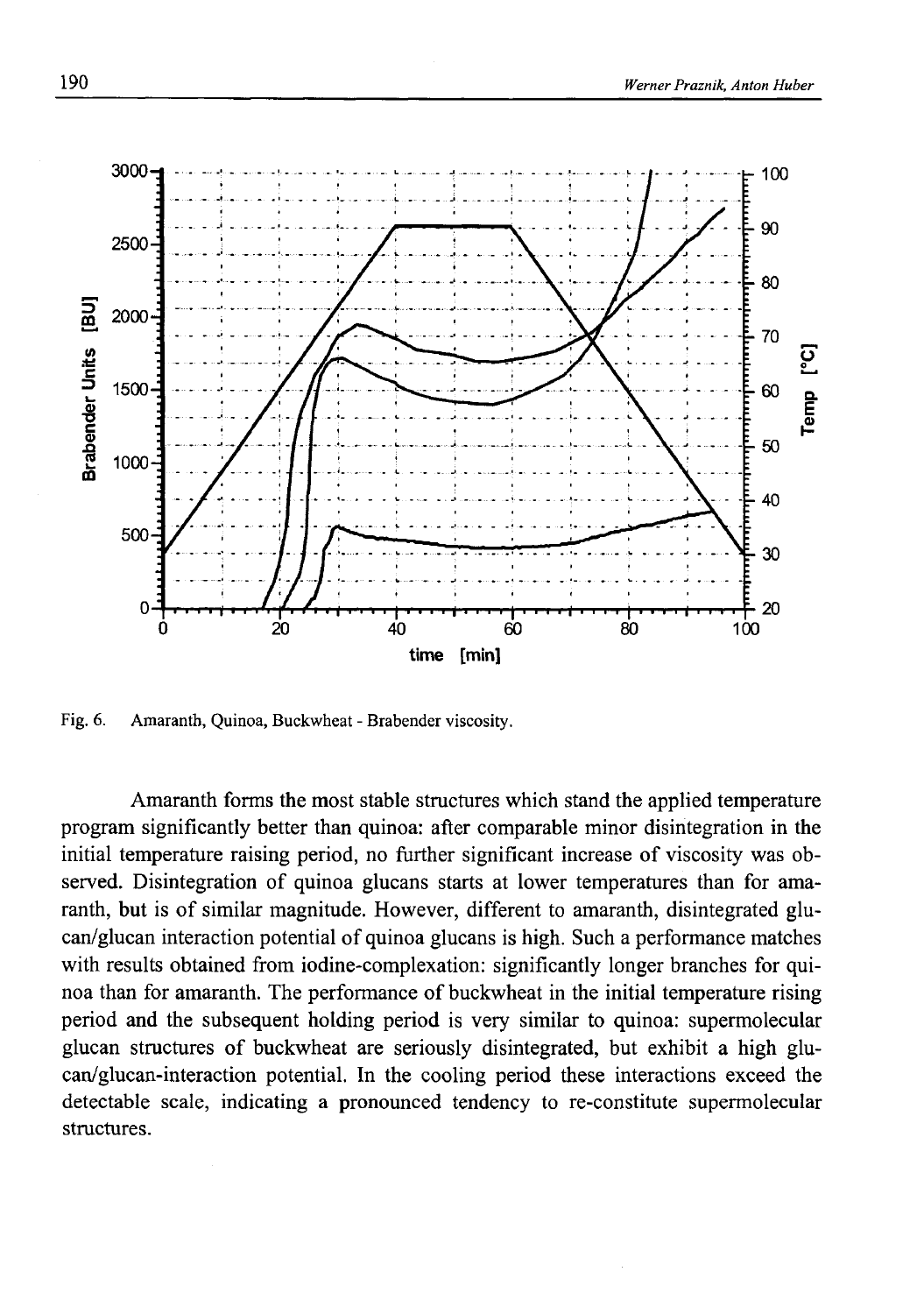Fig. 6. Amaranth, Quinoa, Buckwheat - Brabender viscosity.

Amaranth forms the most stable structures which stand the applied temperature program significantly better than quinoa: after comparable minor disintegration in the initial temperature raising period, no further significant increase of viscosity was observed. Disintegration of quinoa glucans starts at lower temperatures than for amaranth, but is of similar magnitude. However, different to amaranth, disintegrated glucan/glucan interaction potential of quinoa glucans is high. Such a performance matches with results obtained from iodine-complexation: significantly longer branches for quinoa than for amaranth. The performance of buckwheat in the initial temperature rising period and the subsequent holding period is very similar to quinoa: supermolecular glucan structures of buckwheat are seriously disintegrated, but exhibit a high glucan/glucan-interaction potential. In the cooling period these interactions exceed the detectable scale, indicating a pronounced tendency to re-constitute supermolecular structures.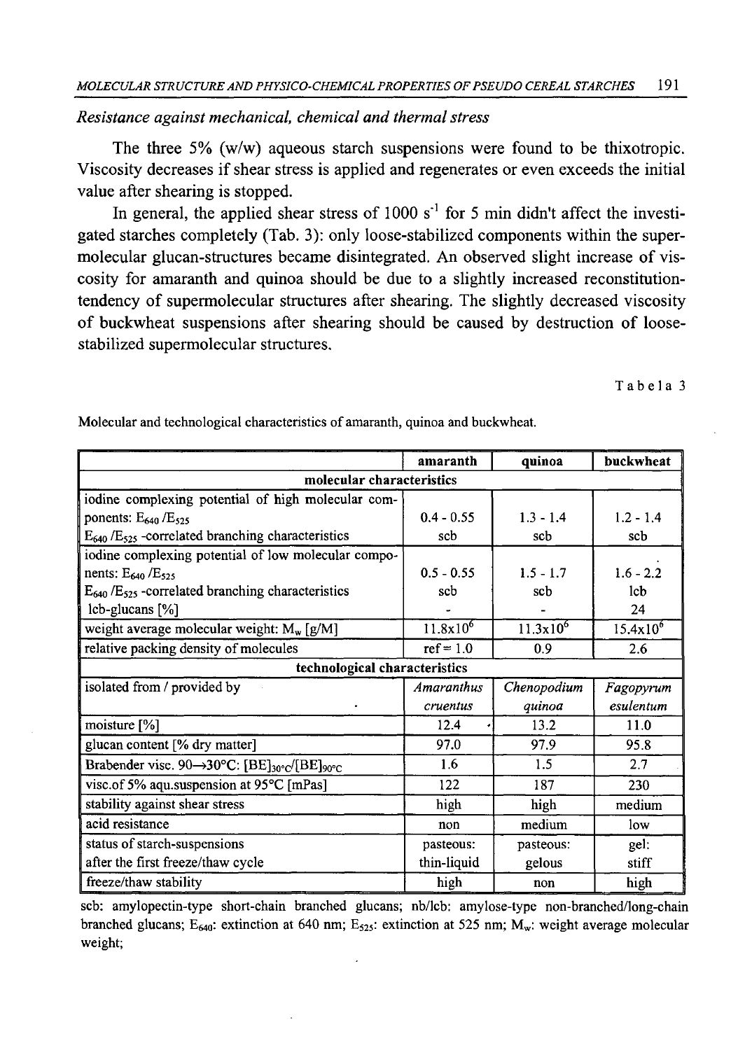*Resistance against mechanical, chemical and thermal stress*

The three 5% (w/w) aqueous starch suspensions were found to be thixotropic. Viscosity decreases if shear stress is applied and regenerates or even exceeds the initial value after shearing is stopped.

In general, the applied shear stress of 1000 $s^{-1}$ for 5 min didn't affect the investigated starches completely (Tab. 3): only loose-stabilized components within the supermolecular glucan-structures became disintegrated. An observed slight increase of viscosity for amaranth and quinoa should be due to a slightly increased reconstitution-tendency of supermolecular structures after shearing. The slightly decreased viscosity of buckwheat suspensions after shearing should be caused by destruction of loose-stabilized supermolecular structures.

Tabela 3

Molecular and technological characteristics of amaranth, quinoa and buckwheat.

| | amaranth | quinoa | buckwheat |
|---|---|---|---|
| **molecular characteristics** | | | |
| iodine complexing potential of high molecular components: $E_{640}/E_{525}$ | 0.4 - 0.55 | 1.3 - 1.4 | 1.2 - 1.4 |
| $E_{640}/E_{525}$ -correlated branching characteristics | scb | scb | scb |
| iodine complexing potential of low molecular components: $E_{640}/E_{525}$ | 0.5 - 0.55 | 1.5 - 1.7 | 1.6 - 2.2 |
| $E_{640}/E_{525}$ -correlated branching characteristics | scb | scb | lcb |
| lcb-glucans [%] | - | - | 24 |
| weight average molecular weight: $M_w$ [g/M] | $11.8 \times 10^6$ | $11.3 \times 10^6$ | $15.4 \times 10^6$ |
| relative packing density of molecules | ref = 1.0 | 0.9 | 2.6 |
| **technological characteristics** | | | |
| isolated from / provided by | *Amaranthus cruentus* | *Chenopodium quinoa* | *Fagopyrum esulentum* |
| moisture [%] | 12.4 | 13.2 | 11.0 |
| glucan content [% dry matter] | 97.0 | 97.9 | 95.8 |
| Brabender visc. 90→30°C: $[BE]_{30°C}/[BE]_{90°C}$ | 1.6 | 1.5 | 2.7 |
| visc.of 5% aqu.suspension at 95°C [mPas] | 122 | 187 | 230 |
| stability against shear stress | high | high | medium |
| acid resistance | non | medium | low |
| status of starch-suspensions after the first freeze/thaw cycle | pasteous: thin-liquid | pasteous: gelous | gel: stiff |
| freeze/thaw stability | high | non | high |

scb: amylopectin-type short-chain branched glucans; nb/lcb: amylose-type non-branched/long-chain branched glucans; $E_{640}$: extinction at 640 nm; $E_{525}$: extinction at 525 nm; $M_w$: weight average molecular weight;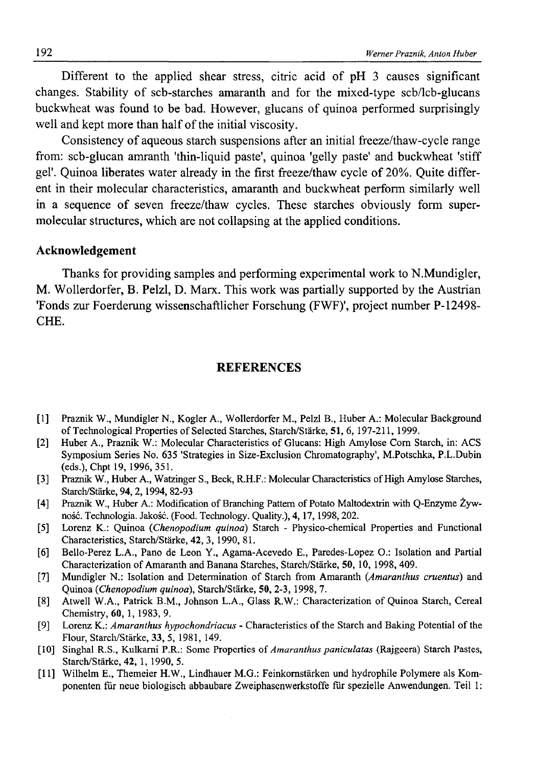Different to the applied shear stress, citric acid of pH 3 causes significant changes. Stability of scb-starches amaranth and for the mixed-type scb/lcb-glucans buckwheat was found to be bad. However, glucans of quinoa performed surprisingly well and kept more than half of the initial viscosity.

Consistency of aqueous starch suspensions after an initial freeze/thaw-cycle range from: scb-glucan amranth 'thin-liquid paste', quinoa 'gelly paste' and buckwheat 'stiff gel'. Quinoa liberates water already in the first freeze/thaw cycle of 20%. Quite different in their molecular characteristics, amaranth and buckwheat perform similarly well in a sequence of seven freeze/thaw cycles. These starches obviously form supermolecular structures, which are not collapsing at the applied conditions.

## Acknowledgement

Thanks for providing samples and performing experimental work to N.Mundigler, M. Wollerdorfer, B. Pelzl, D. Marx. This work was partially supported by the Austrian 'Fonds zur Foerderung wissenschaftlicher Forschung (FWF)', project number P-12498-CHE.

## REFERENCES

[1] Praznik W., Mundigler N., Kogler A., Wollerdorfer M., Pelzl B., Huber A.: Molecular Background of Technological Properties of Selected Starches, Starch/Stärke, **51**, 6, 197-211, 1999.

[2] Huber A., Praznik W.: Molecular Characteristics of Glucans: High Amylose Corn Starch, in: ACS Symposium Series No. **635** 'Strategies in Size-Exclusion Chromatography', M.Potschka, P.L.Dubin (eds.), Chpt 19, 1996, 351.

[3] Praznik W., Huber A., Watzinger S., Beck, R.H.F.: Molecular Characteristics of High Amylose Starches, Starch/Stärke, **94**, 2, 1994, 82-93

[4] Praznik W., Huber A.: Modification of Branching Pattern of Potato Maltodextrin with Q-Enzyme Żywność. Technologia. Jakość. (Food. Technology. Quality.), **4**, 17, 1998, 202.

[5] Lorenz K.: Quinoa (*Chenopodium quinoa*) Starch - Physico-chemical Properties and Functional Characteristics, Starch/Stärke, **42**, 3, 1990, 81.

[6] Bello-Perez L.A., Pano de Leon Y., Agama-Acevedo E., Paredes-Lopez O.: Isolation and Partial Characterization of Amaranth and Banana Starches, Starch/Stärke, **50**, 10, 1998, 409.

[7] Mundigler N.: Isolation and Determination of Starch from Amaranth (*Amaranthus cruentus*) and Quinoa (*Chenopodium quinoa*), Starch/Stärke, **50**, 2-3, 1998, 7.

[8] Atwell W.A., Patrick B.M., Johnson L.A., Glass R.W.: Characterization of Quinoa Starch, Cereal Chemistry, **60**, 1, 1983, 9.

[9] Lorenz K.: *Amaranthus hypochondriacus* - Characteristics of the Starch and Baking Potential of the Flour, Starch/Stärke, **33**, 5, 1981, 149.

[10] Singhal R.S., Kulkarni P.R.: Some Properties of *Amaranthus paniculatas* (Rajgeera) Starch Pastes, Starch/Stärke, **42**, 1, 1990, 5.

[11] Wilhelm E., Themeier H.W., Lindhauer M.G.: Feinkornstärken und hydrophile Polymere als Komponenten für neue biologisch abbaubare Zweiphasenwerkstoffe für spezielle Anwendungen. Teil 1: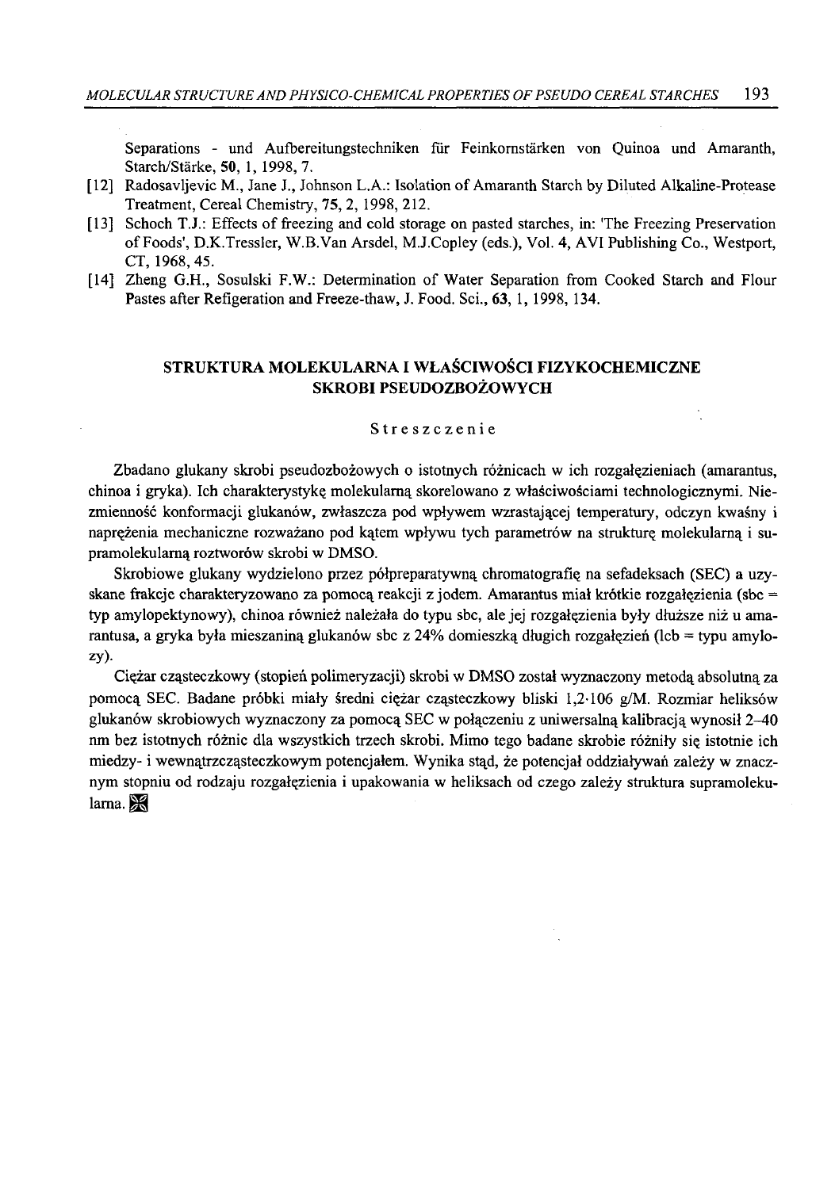Separations - und Aufbereitungstechniken für Feinkornstärken von Quinoa und Amaranth, Starch/Stärke, **50**, 1, 1998, 7.

[12] Radosavljevic M., Jane J., Johnson L.A.: Isolation of Amaranth Starch by Diluted Alkaline-Protease Treatment, Cereal Chemistry, **75**, 2, 1998, 212.

[13] Schoch T.J.: Effects of freezing and cold storage on pasted starches, in: 'The Freezing Preservation of Foods', D.K.Tressler, W.B.Van Arsdel, M.J.Copley (eds.), Vol. **4**, AVI Publishing Co., Westport, CT, 1968, 45.

[14] Zheng G.H., Sosulski F.W.: Determination of Water Separation from Cooked Starch and Flour Pastes after Refigeration and Freeze-thaw, J. Food. Sci., **63**, 1, 1998, 134.

## STRUKTURA MOLEKULARNA I WŁAŚCIWOŚCI FIZYKOCHEMICZNE SKROBI PSEUDOZBOŻOWYCH

### Streszczenie

Zbadano glukany skrobi pseudozbożowych o istotnych różnicach w ich rozgałęzieniach (amarantus, chinoa i gryka). Ich charakterystykę molekularną skorelowano z właściwościami technologicznymi. Niezmienność konformacji glukanów, zwłaszcza pod wpływem wzrastającej temperatury, odczyn kwaśny i naprężenia mechaniczne rozważano pod kątem wpływu tych parametrów na strukturę molekularną i supramolekularną roztworów skrobi w DMSO.

Skrobiowe glukany wydzielono przez półpreparatywną chromatografię na sefadeksach (SEC) a uzyskane frakcje charakteryzowano za pomocą reakcji z jodem. Amarantus miał krótkie rozgałęzienia (sbc = typ amylopektynowy), chinoa również należała do typu sbc, ale jej rozgałęzienia były dłuższe niż u amarantusa, a gryka była mieszaniną glukanów sbc z 24% domieszką długich rozgałęzień (lcb = typu amylozy).

Ciężar cząsteczkowy (stopień polimeryzacji) skrobi w DMSO został wyznaczony metodą absolutną za pomocą SEC. Badane próbki miały średni ciężar cząsteczkowy bliski 1,2·106 g/M. Rozmiar heliksów glukanów skrobiowych wyznaczony za pomocą SEC w połączeniu z uniwersalną kalibracją wynosił 2–40 nm bez istotnych różnic dla wszystkich trzech skrobi. Mimo tego badane skrobie różniły się istotnie ich miedzy- i wewnątrzcząsteczkowym potencjałem. Wynika stąd, że potencjał oddziaływań zależy w znacznym stopniu od rodzaju rozgałęzienia i upakowania w heliksach od czego zależy struktura supramolekularna.